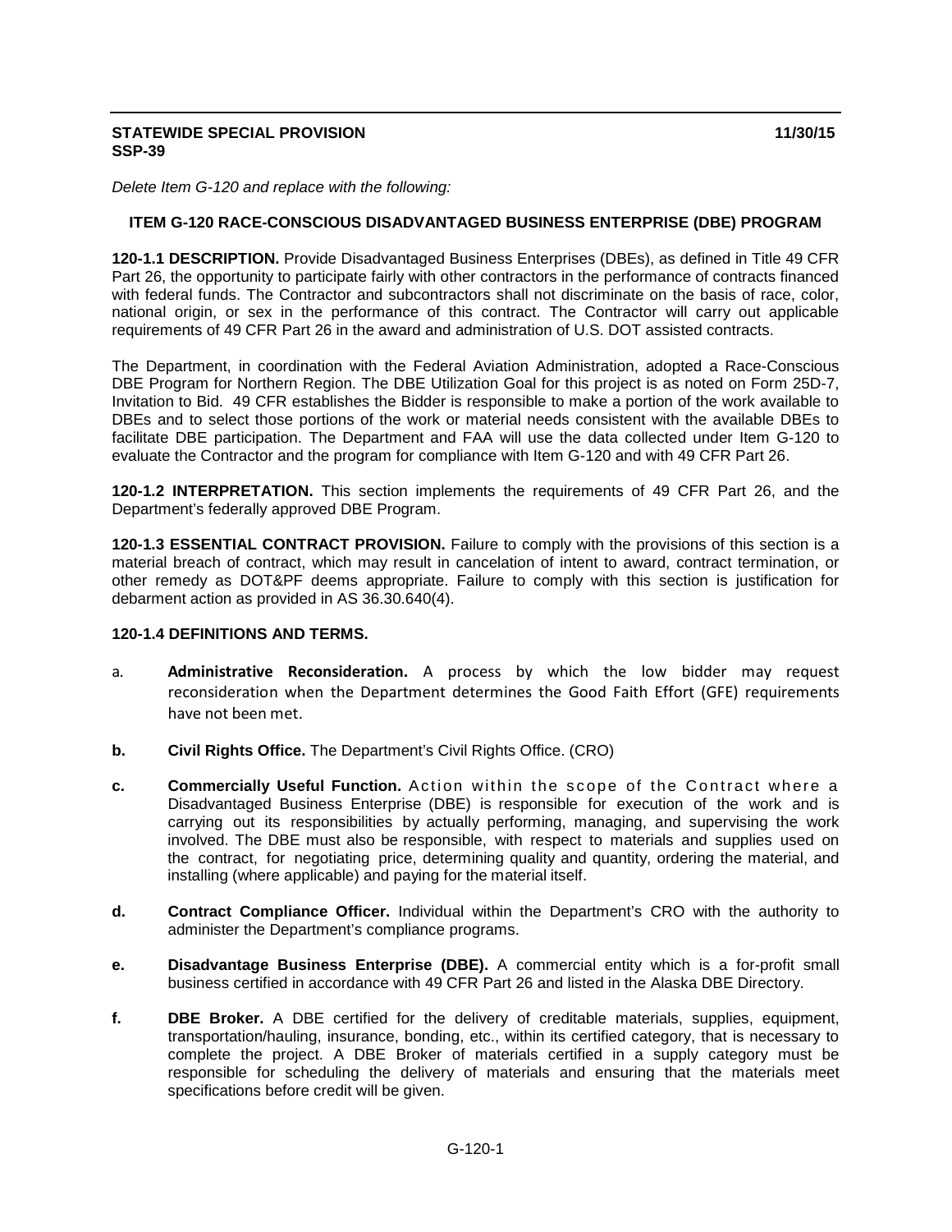**STATEWIDE SPECIAL PROVISION** **11/30/15**
**SSP-39**

*Delete Item G-120 and replace with the following:*

## ITEM G-120 RACE-CONSCIOUS DISADVANTAGED BUSINESS ENTERPRISE (DBE) PROGRAM

**120-1.1 DESCRIPTION.** Provide Disadvantaged Business Enterprises (DBEs), as defined in Title 49 CFR Part 26, the opportunity to participate fairly with other contractors in the performance of contracts financed with federal funds. The Contractor and subcontractors shall not discriminate on the basis of race, color, national origin, or sex in the performance of this contract. The Contractor will carry out applicable requirements of 49 CFR Part 26 in the award and administration of U.S. DOT assisted contracts.

The Department, in coordination with the Federal Aviation Administration, adopted a Race-Conscious DBE Program for Northern Region. The DBE Utilization Goal for this project is as noted on Form 25D-7, Invitation to Bid. 49 CFR establishes the Bidder is responsible to make a portion of the work available to DBEs and to select those portions of the work or material needs consistent with the available DBEs to facilitate DBE participation. The Department and FAA will use the data collected under Item G-120 to evaluate the Contractor and the program for compliance with Item G-120 and with 49 CFR Part 26.

**120-1.2 INTERPRETATION.** This section implements the requirements of 49 CFR Part 26, and the Department's federally approved DBE Program.

**120-1.3 ESSENTIAL CONTRACT PROVISION.** Failure to comply with the provisions of this section is a material breach of contract, which may result in cancelation of intent to award, contract termination, or other remedy as DOT&PF deems appropriate. Failure to comply with this section is justification for debarment action as provided in AS 36.30.640(4).

**120-1.4 DEFINITIONS AND TERMS.**

a. **Administrative Reconsideration.** A process by which the low bidder may request reconsideration when the Department determines the Good Faith Effort (GFE) requirements have not been met.

b. **Civil Rights Office.** The Department's Civil Rights Office. (CRO)

c. **Commercially Useful Function.** Action within the scope of the Contract where a Disadvantaged Business Enterprise (DBE) is responsible for execution of the work and is carrying out its responsibilities by actually performing, managing, and supervising the work involved. The DBE must also be responsible, with respect to materials and supplies used on the contract, for negotiating price, determining quality and quantity, ordering the material, and installing (where applicable) and paying for the material itself.

d. **Contract Compliance Officer.** Individual within the Department's CRO with the authority to administer the Department's compliance programs.

e. **Disadvantage Business Enterprise (DBE).** A commercial entity which is a for-profit small business certified in accordance with 49 CFR Part 26 and listed in the Alaska DBE Directory.

f. **DBE Broker.** A DBE certified for the delivery of creditable materials, supplies, equipment, transportation/hauling, insurance, bonding, etc., within its certified category, that is necessary to complete the project. A DBE Broker of materials certified in a supply category must be responsible for scheduling the delivery of materials and ensuring that the materials meet specifications before credit will be given.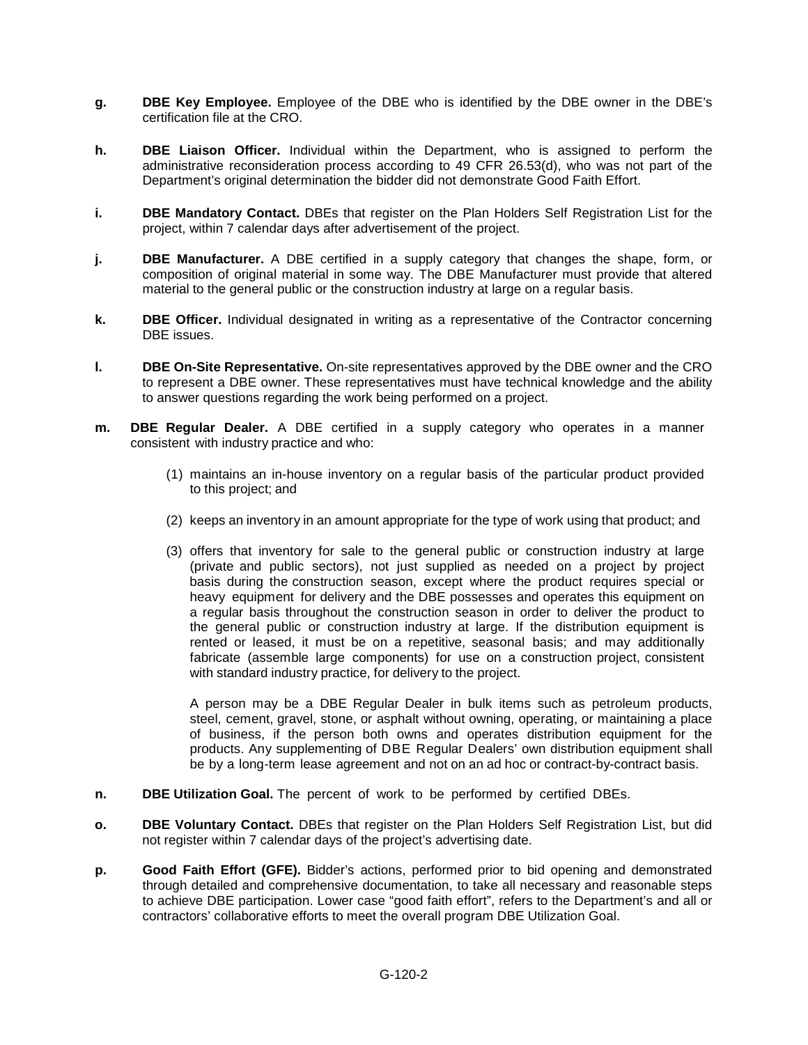**g.** **DBE Key Employee.** Employee of the DBE who is identified by the DBE owner in the DBE's certification file at the CRO.

**h.** **DBE Liaison Officer.** Individual within the Department, who is assigned to perform the administrative reconsideration process according to 49 CFR 26.53(d), who was not part of the Department's original determination the bidder did not demonstrate Good Faith Effort.

**i.** **DBE Mandatory Contact.** DBEs that register on the Plan Holders Self Registration List for the project, within 7 calendar days after advertisement of the project.

**j.** **DBE Manufacturer.** A DBE certified in a supply category that changes the shape, form, or composition of original material in some way. The DBE Manufacturer must provide that altered material to the general public or the construction industry at large on a regular basis.

**k.** **DBE Officer.** Individual designated in writing as a representative of the Contractor concerning DBE issues.

**l.** **DBE On-Site Representative.** On-site representatives approved by the DBE owner and the CRO to represent a DBE owner. These representatives must have technical knowledge and the ability to answer questions regarding the work being performed on a project.

**m.** **DBE Regular Dealer.** A DBE certified in a supply category who operates in a manner consistent with industry practice and who:

(1) maintains an in-house inventory on a regular basis of the particular product provided to this project; and

(2) keeps an inventory in an amount appropriate for the type of work using that product; and

(3) offers that inventory for sale to the general public or construction industry at large (private and public sectors), not just supplied as needed on a project by project basis during the construction season, except where the product requires special or heavy equipment for delivery and the DBE possesses and operates this equipment on a regular basis throughout the construction season in order to deliver the product to the general public or construction industry at large. If the distribution equipment is rented or leased, it must be on a repetitive, seasonal basis; and may additionally fabricate (assemble large components) for use on a construction project, consistent with standard industry practice, for delivery to the project.

A person may be a DBE Regular Dealer in bulk items such as petroleum products, steel, cement, gravel, stone, or asphalt without owning, operating, or maintaining a place of business, if the person both owns and operates distribution equipment for the products. Any supplementing of DBE Regular Dealers' own distribution equipment shall be by a long-term lease agreement and not on an ad hoc or contract-by-contract basis.

**n.** **DBE Utilization Goal.** The percent of work to be performed by certified DBEs.

**o.** **DBE Voluntary Contact.** DBEs that register on the Plan Holders Self Registration List, but did not register within 7 calendar days of the project's advertising date.

**p.** **Good Faith Effort (GFE).** Bidder's actions, performed prior to bid opening and demonstrated through detailed and comprehensive documentation, to take all necessary and reasonable steps to achieve DBE participation. Lower case "good faith effort", refers to the Department's and all or contractors' collaborative efforts to meet the overall program DBE Utilization Goal.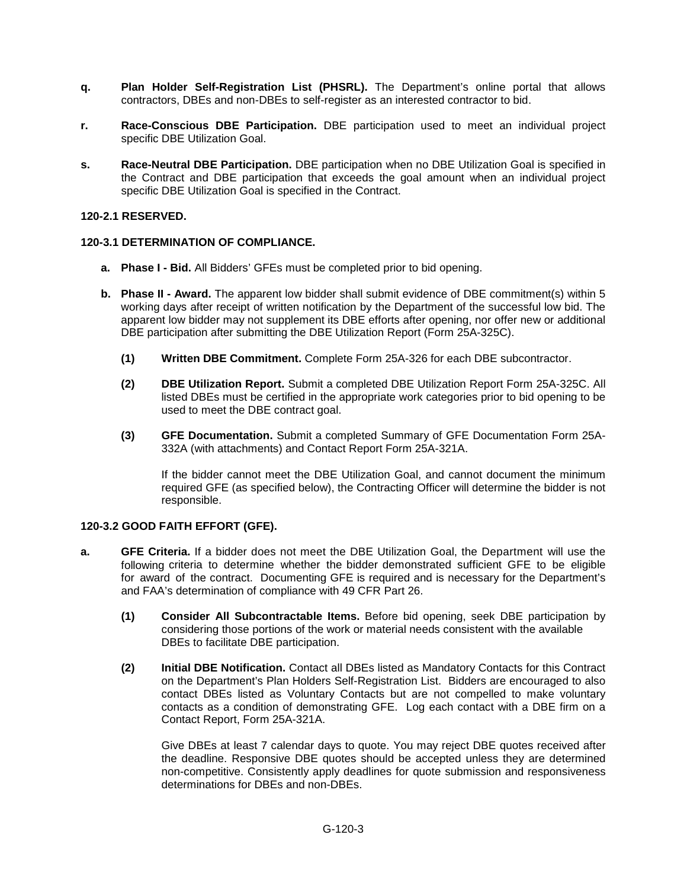**q.** **Plan Holder Self-Registration List (PHSRL).** The Department's online portal that allows contractors, DBEs and non-DBEs to self-register as an interested contractor to bid.

**r.** **Race-Conscious DBE Participation.** DBE participation used to meet an individual project specific DBE Utilization Goal.

**s.** **Race-Neutral DBE Participation.** DBE participation when no DBE Utilization Goal is specified in the Contract and DBE participation that exceeds the goal amount when an individual project specific DBE Utilization Goal is specified in the Contract.

**120-2.1 RESERVED.**

**120-3.1 DETERMINATION OF COMPLIANCE.**

**a. Phase I - Bid.** All Bidders' GFEs must be completed prior to bid opening.

**b. Phase II - Award.** The apparent low bidder shall submit evidence of DBE commitment(s) within 5 working days after receipt of written notification by the Department of the successful low bid. The apparent low bidder may not supplement its DBE efforts after opening, nor offer new or additional DBE participation after submitting the DBE Utilization Report (Form 25A-325C).

**(1)** **Written DBE Commitment.** Complete Form 25A-326 for each DBE subcontractor.

**(2)** **DBE Utilization Report.** Submit a completed DBE Utilization Report Form 25A-325C. All listed DBEs must be certified in the appropriate work categories prior to bid opening to be used to meet the DBE contract goal.

**(3)** **GFE Documentation.** Submit a completed Summary of GFE Documentation Form 25A-332A (with attachments) and Contact Report Form 25A-321A.

If the bidder cannot meet the DBE Utilization Goal, and cannot document the minimum required GFE (as specified below), the Contracting Officer will determine the bidder is not responsible.

**120-3.2 GOOD FAITH EFFORT (GFE).**

**a.** **GFE Criteria.** If a bidder does not meet the DBE Utilization Goal, the Department will use the following criteria to determine whether the bidder demonstrated sufficient GFE to be eligible for award of the contract. Documenting GFE is required and is necessary for the Department's and FAA's determination of compliance with 49 CFR Part 26.

**(1)** **Consider All Subcontractable Items.** Before bid opening, seek DBE participation by considering those portions of the work or material needs consistent with the available DBEs to facilitate DBE participation.

**(2)** **Initial DBE Notification.** Contact all DBEs listed as Mandatory Contacts for this Contract on the Department's Plan Holders Self-Registration List. Bidders are encouraged to also contact DBEs listed as Voluntary Contacts but are not compelled to make voluntary contacts as a condition of demonstrating GFE. Log each contact with a DBE firm on a Contact Report, Form 25A-321A.

Give DBEs at least 7 calendar days to quote. You may reject DBE quotes received after the deadline. Responsive DBE quotes should be accepted unless they are determined non-competitive. Consistently apply deadlines for quote submission and responsiveness determinations for DBEs and non-DBEs.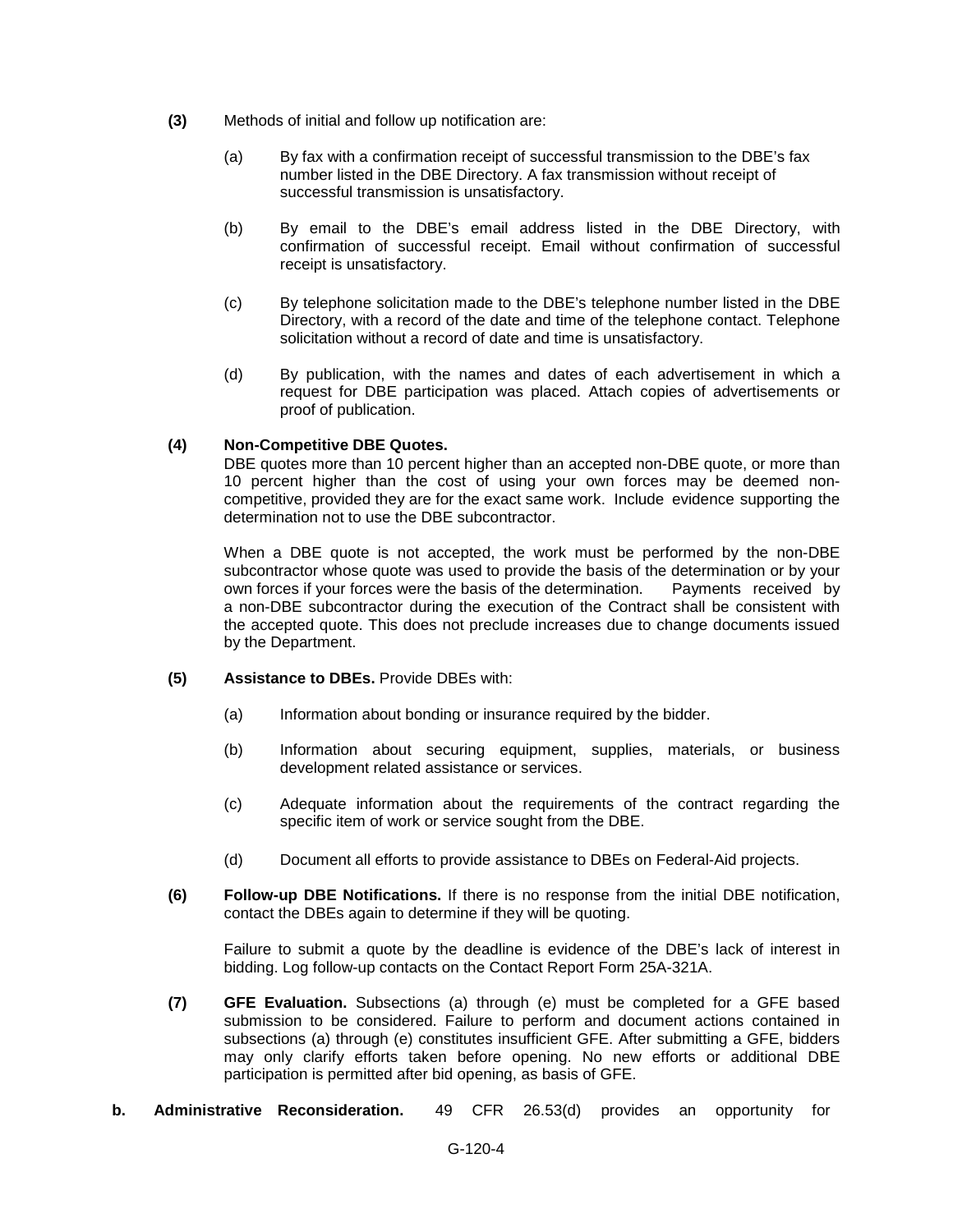**(3)** Methods of initial and follow up notification are:

(a) By fax with a confirmation receipt of successful transmission to the DBE's fax number listed in the DBE Directory. A fax transmission without receipt of successful transmission is unsatisfactory.

(b) By email to the DBE's email address listed in the DBE Directory, with confirmation of successful receipt. Email without confirmation of successful receipt is unsatisfactory.

(c) By telephone solicitation made to the DBE's telephone number listed in the DBE Directory, with a record of the date and time of the telephone contact. Telephone solicitation without a record of date and time is unsatisfactory.

(d) By publication, with the names and dates of each advertisement in which a request for DBE participation was placed. Attach copies of advertisements or proof of publication.

**(4) Non-Competitive DBE Quotes.**
DBE quotes more than 10 percent higher than an accepted non-DBE quote, or more than 10 percent higher than the cost of using your own forces may be deemed non-competitive, provided they are for the exact same work. Include evidence supporting the determination not to use the DBE subcontractor.

When a DBE quote is not accepted, the work must be performed by the non-DBE subcontractor whose quote was used to provide the basis of the determination or by your own forces if your forces were the basis of the determination. Payments received by a non-DBE subcontractor during the execution of the Contract shall be consistent with the accepted quote. This does not preclude increases due to change documents issued by the Department.

**(5) Assistance to DBEs.** Provide DBEs with:

(a) Information about bonding or insurance required by the bidder.

(b) Information about securing equipment, supplies, materials, or business development related assistance or services.

(c) Adequate information about the requirements of the contract regarding the specific item of work or service sought from the DBE.

(d) Document all efforts to provide assistance to DBEs on Federal-Aid projects.

**(6) Follow-up DBE Notifications.** If there is no response from the initial DBE notification, contact the DBEs again to determine if they will be quoting.

Failure to submit a quote by the deadline is evidence of the DBE's lack of interest in bidding. Log follow-up contacts on the Contact Report Form 25A-321A.

**(7) GFE Evaluation.** Subsections (a) through (e) must be completed for a GFE based submission to be considered. Failure to perform and document actions contained in subsections (a) through (e) constitutes insufficient GFE. After submitting a GFE, bidders may only clarify efforts taken before opening. No new efforts or additional DBE participation is permitted after bid opening, as basis of GFE.

**b. Administrative Reconsideration.** 49 CFR 26.53(d) provides an opportunity for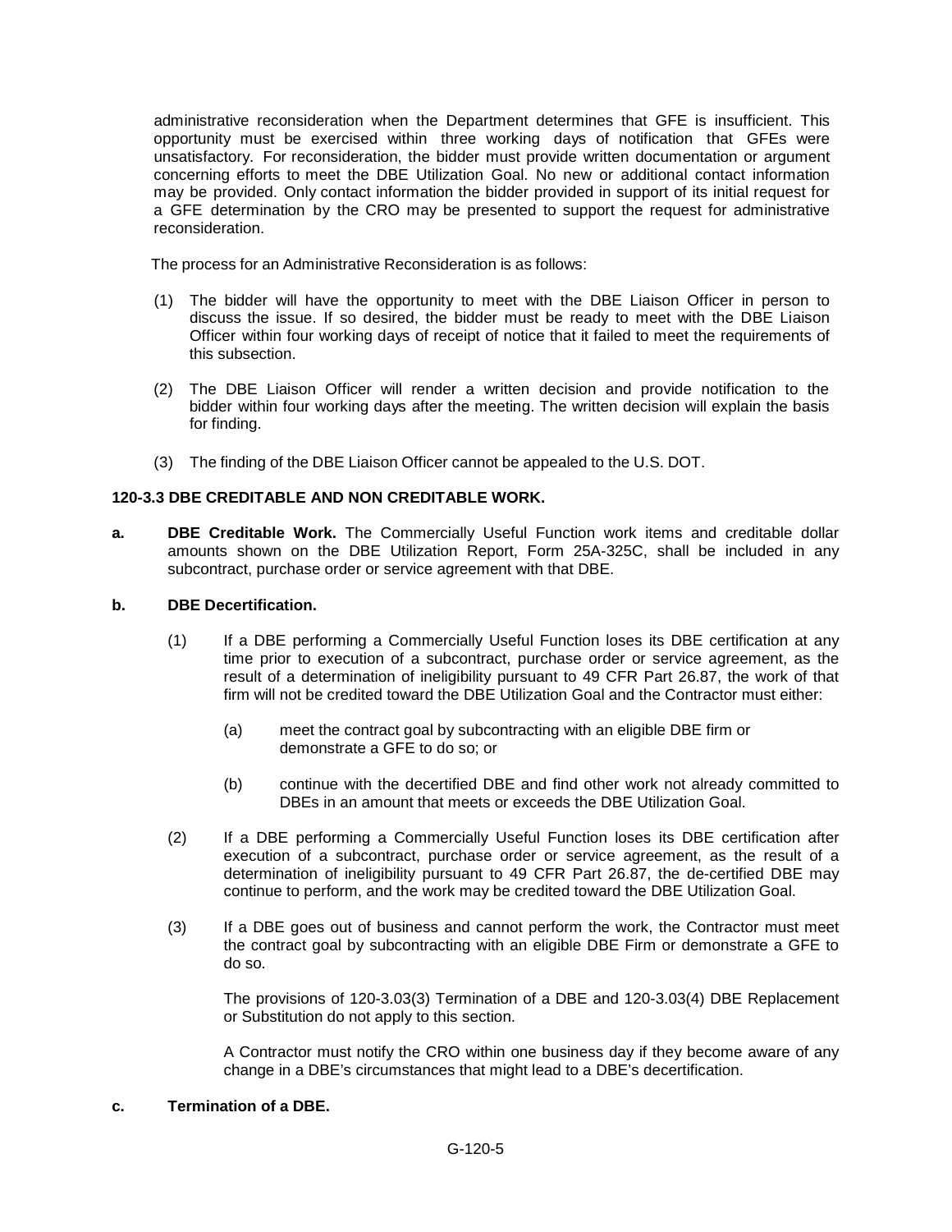administrative reconsideration when the Department determines that GFE is insufficient. This opportunity must be exercised within three working days of notification that GFEs were unsatisfactory. For reconsideration, the bidder must provide written documentation or argument concerning efforts to meet the DBE Utilization Goal. No new or additional contact information may be provided. Only contact information the bidder provided in support of its initial request for a GFE determination by the CRO may be presented to support the request for administrative reconsideration.

The process for an Administrative Reconsideration is as follows:

(1) The bidder will have the opportunity to meet with the DBE Liaison Officer in person to discuss the issue. If so desired, the bidder must be ready to meet with the DBE Liaison Officer within four working days of receipt of notice that it failed to meet the requirements of this subsection.

(2) The DBE Liaison Officer will render a written decision and provide notification to the bidder within four working days after the meeting. The written decision will explain the basis for finding.

(3) The finding of the DBE Liaison Officer cannot be appealed to the U.S. DOT.

### 120-3.3 DBE CREDITABLE AND NON CREDITABLE WORK.

**a. DBE Creditable Work.** The Commercially Useful Function work items and creditable dollar amounts shown on the DBE Utilization Report, Form 25A-325C, shall be included in any subcontract, purchase order or service agreement with that DBE.

**b. DBE Decertification.**

(1) If a DBE performing a Commercially Useful Function loses its DBE certification at any time prior to execution of a subcontract, purchase order or service agreement, as the result of a determination of ineligibility pursuant to 49 CFR Part 26.87, the work of that firm will not be credited toward the DBE Utilization Goal and the Contractor must either:

(a) meet the contract goal by subcontracting with an eligible DBE firm or demonstrate a GFE to do so; or

(b) continue with the decertified DBE and find other work not already committed to DBEs in an amount that meets or exceeds the DBE Utilization Goal.

(2) If a DBE performing a Commercially Useful Function loses its DBE certification after execution of a subcontract, purchase order or service agreement, as the result of a determination of ineligibility pursuant to 49 CFR Part 26.87, the de-certified DBE may continue to perform, and the work may be credited toward the DBE Utilization Goal.

(3) If a DBE goes out of business and cannot perform the work, the Contractor must meet the contract goal by subcontracting with an eligible DBE Firm or demonstrate a GFE to do so.

The provisions of 120-3.03(3) Termination of a DBE and 120-3.03(4) DBE Replacement or Substitution do not apply to this section.

A Contractor must notify the CRO within one business day if they become aware of any change in a DBE's circumstances that might lead to a DBE's decertification.

**c. Termination of a DBE.**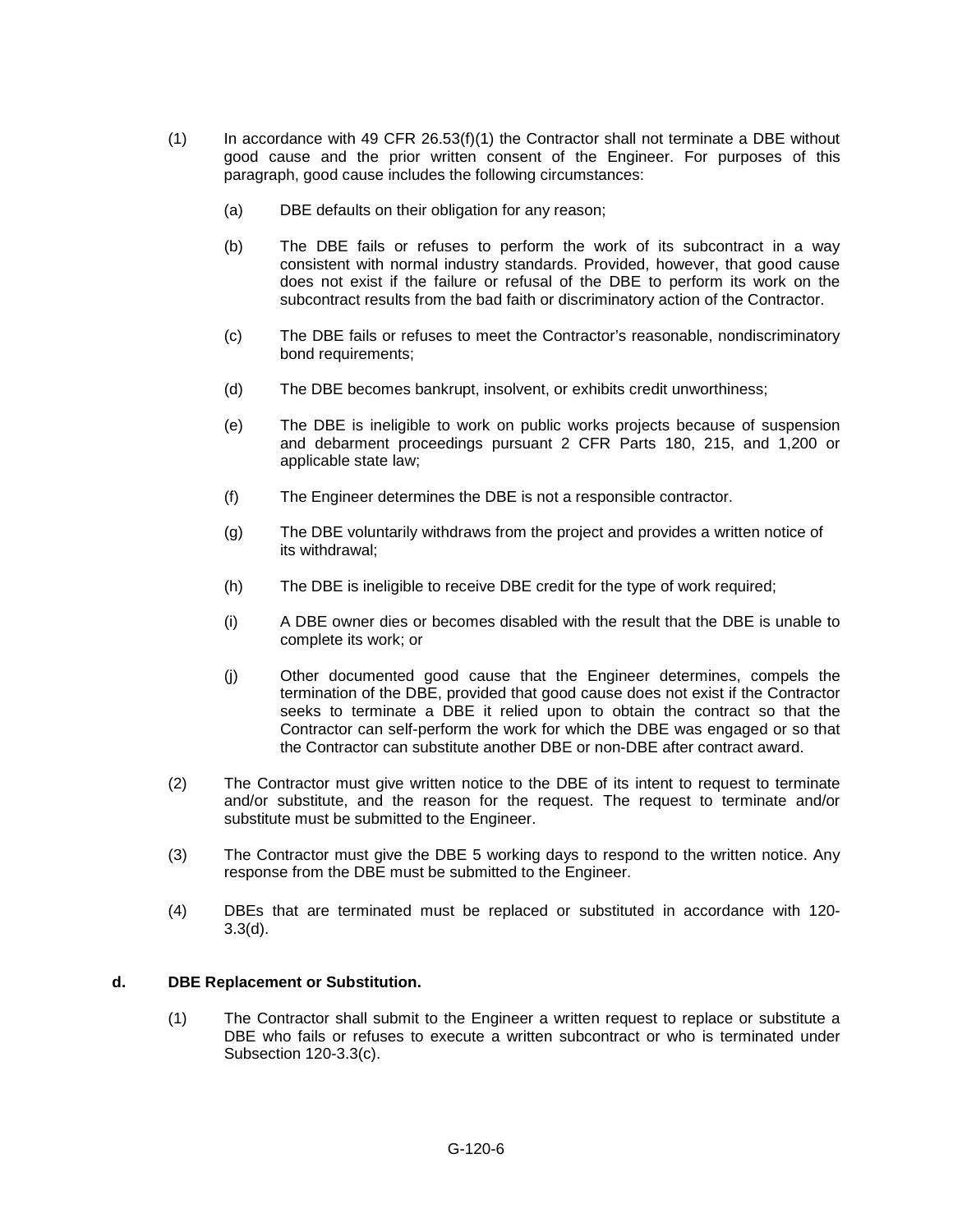(1) In accordance with 49 CFR 26.53(f)(1) the Contractor shall not terminate a DBE without good cause and the prior written consent of the Engineer. For purposes of this paragraph, good cause includes the following circumstances:

   (a) DBE defaults on their obligation for any reason;

   (b) The DBE fails or refuses to perform the work of its subcontract in a way consistent with normal industry standards. Provided, however, that good cause does not exist if the failure or refusal of the DBE to perform its work on the subcontract results from the bad faith or discriminatory action of the Contractor.

   (c) The DBE fails or refuses to meet the Contractor's reasonable, nondiscriminatory bond requirements;

   (d) The DBE becomes bankrupt, insolvent, or exhibits credit unworthiness;

   (e) The DBE is ineligible to work on public works projects because of suspension and debarment proceedings pursuant 2 CFR Parts 180, 215, and 1,200 or applicable state law;

   (f) The Engineer determines the DBE is not a responsible contractor.

   (g) The DBE voluntarily withdraws from the project and provides a written notice of its withdrawal;

   (h) The DBE is ineligible to receive DBE credit for the type of work required;

   (i) A DBE owner dies or becomes disabled with the result that the DBE is unable to complete its work; or

   (j) Other documented good cause that the Engineer determines, compels the termination of the DBE, provided that good cause does not exist if the Contractor seeks to terminate a DBE it relied upon to obtain the contract so that the Contractor can self-perform the work for which the DBE was engaged or so that the Contractor can substitute another DBE or non-DBE after contract award.

(2) The Contractor must give written notice to the DBE of its intent to request to terminate and/or substitute, and the reason for the request. The request to terminate and/or substitute must be submitted to the Engineer.

(3) The Contractor must give the DBE 5 working days to respond to the written notice. Any response from the DBE must be submitted to the Engineer.

(4) DBEs that are terminated must be replaced or substituted in accordance with 120-3.3(d).

**d. DBE Replacement or Substitution.**

(1) The Contractor shall submit to the Engineer a written request to replace or substitute a DBE who fails or refuses to execute a written subcontract or who is terminated under Subsection 120-3.3(c).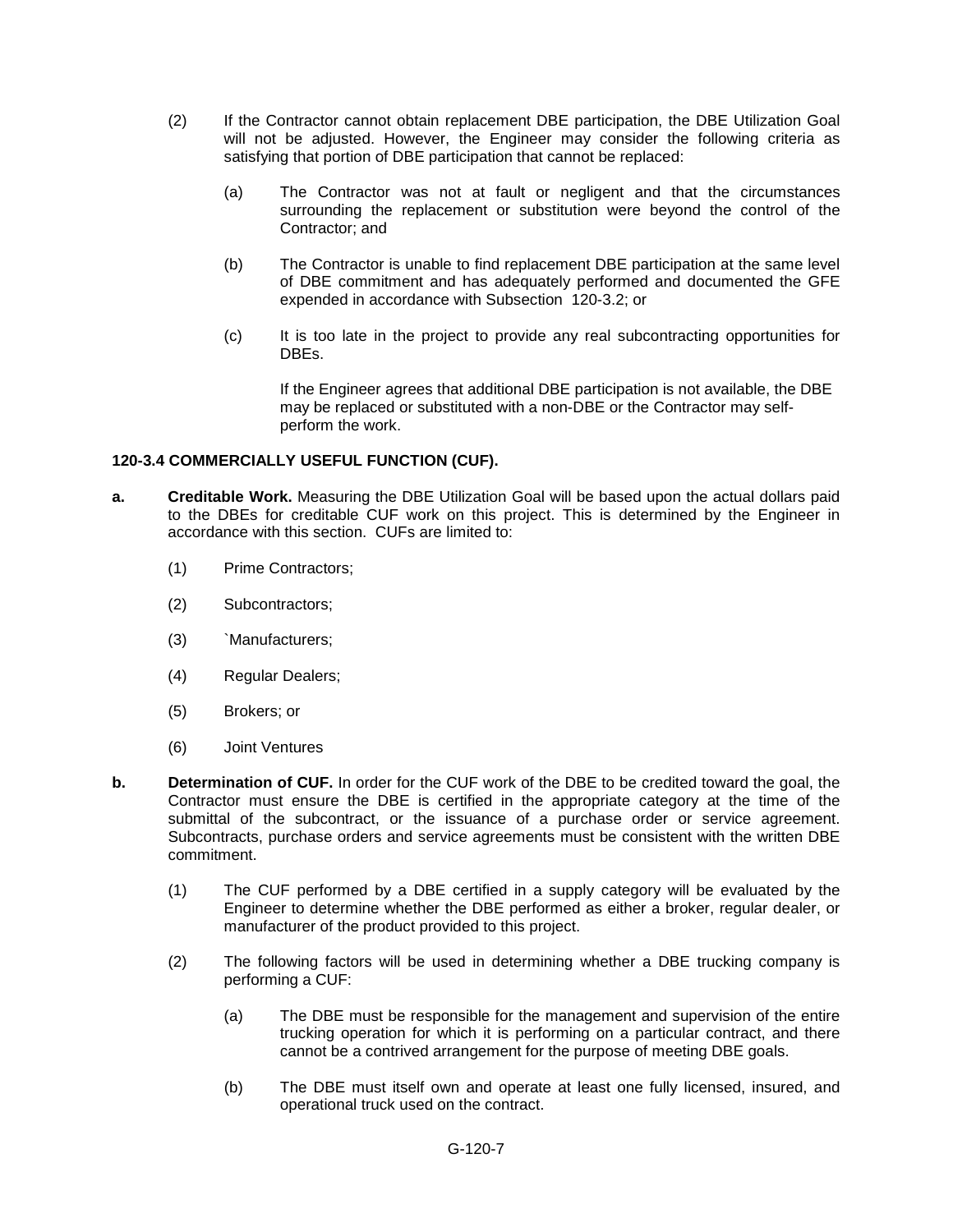(2) If the Contractor cannot obtain replacement DBE participation, the DBE Utilization Goal will not be adjusted. However, the Engineer may consider the following criteria as satisfying that portion of DBE participation that cannot be replaced:

   (a) The Contractor was not at fault or negligent and that the circumstances surrounding the replacement or substitution were beyond the control of the Contractor; and

   (b) The Contractor is unable to find replacement DBE participation at the same level of DBE commitment and has adequately performed and documented the GFE expended in accordance with Subsection 120-3.2; or

   (c) It is too late in the project to provide any real subcontracting opportunities for DBEs.

   If the Engineer agrees that additional DBE participation is not available, the DBE may be replaced or substituted with a non-DBE or the Contractor may self-perform the work.

**120-3.4 COMMERCIALLY USEFUL FUNCTION (CUF).**

**a. Creditable Work.** Measuring the DBE Utilization Goal will be based upon the actual dollars paid to the DBEs for creditable CUF work on this project. This is determined by the Engineer in accordance with this section. CUFs are limited to:

(1) Prime Contractors;

(2) Subcontractors;

(3) `Manufacturers;

(4) Regular Dealers;

(5) Brokers; or

(6) Joint Ventures

**b. Determination of CUF.** In order for the CUF work of the DBE to be credited toward the goal, the Contractor must ensure the DBE is certified in the appropriate category at the time of the submittal of the subcontract, or the issuance of a purchase order or service agreement. Subcontracts, purchase orders and service agreements must be consistent with the written DBE commitment.

(1) The CUF performed by a DBE certified in a supply category will be evaluated by the Engineer to determine whether the DBE performed as either a broker, regular dealer, or manufacturer of the product provided to this project.

(2) The following factors will be used in determining whether a DBE trucking company is performing a CUF:

   (a) The DBE must be responsible for the management and supervision of the entire trucking operation for which it is performing on a particular contract, and there cannot be a contrived arrangement for the purpose of meeting DBE goals.

   (b) The DBE must itself own and operate at least one fully licensed, insured, and operational truck used on the contract.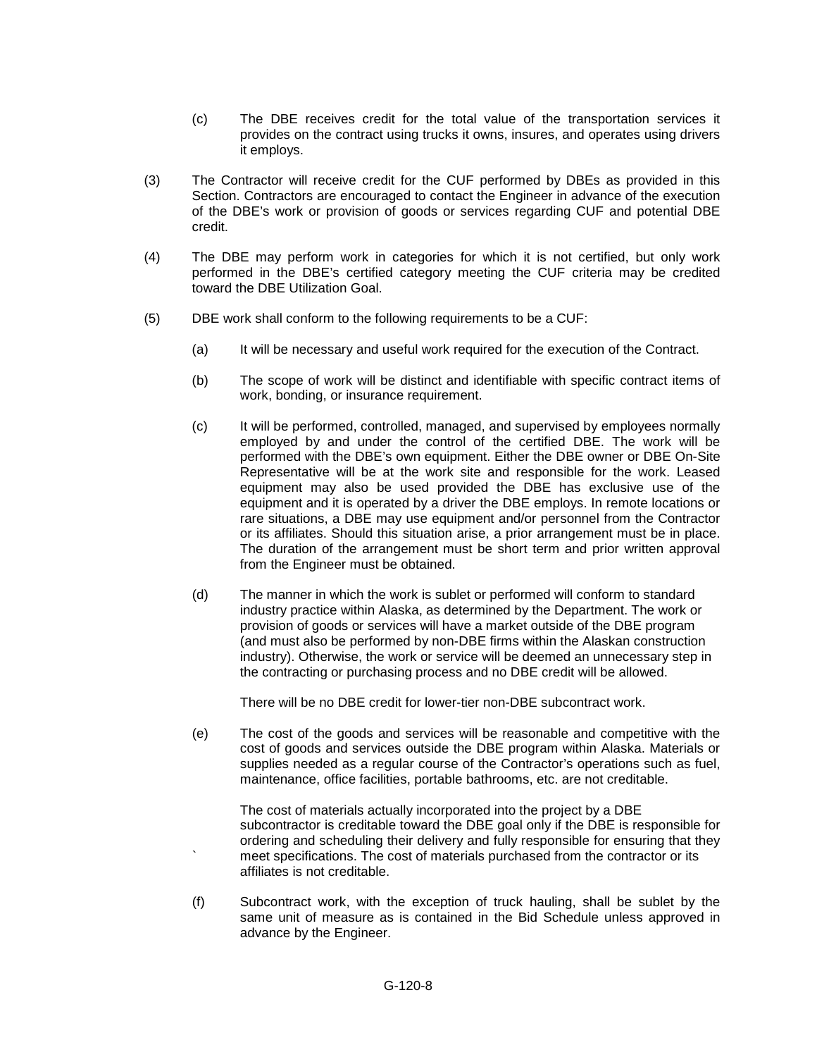(c) The DBE receives credit for the total value of the transportation services it provides on the contract using trucks it owns, insures, and operates using drivers it employs.

(3) The Contractor will receive credit for the CUF performed by DBEs as provided in this Section. Contractors are encouraged to contact the Engineer in advance of the execution of the DBE's work or provision of goods or services regarding CUF and potential DBE credit.

(4) The DBE may perform work in categories for which it is not certified, but only work performed in the DBE's certified category meeting the CUF criteria may be credited toward the DBE Utilization Goal.

(5) DBE work shall conform to the following requirements to be a CUF:

(a) It will be necessary and useful work required for the execution of the Contract.

(b) The scope of work will be distinct and identifiable with specific contract items of work, bonding, or insurance requirement.

(c) It will be performed, controlled, managed, and supervised by employees normally employed by and under the control of the certified DBE. The work will be performed with the DBE's own equipment. Either the DBE owner or DBE On-Site Representative will be at the work site and responsible for the work. Leased equipment may also be used provided the DBE has exclusive use of the equipment and it is operated by a driver the DBE employs. In remote locations or rare situations, a DBE may use equipment and/or personnel from the Contractor or its affiliates. Should this situation arise, a prior arrangement must be in place. The duration of the arrangement must be short term and prior written approval from the Engineer must be obtained.

(d) The manner in which the work is sublet or performed will conform to standard industry practice within Alaska, as determined by the Department. The work or provision of goods or services will have a market outside of the DBE program (and must also be performed by non-DBE firms within the Alaskan construction industry). Otherwise, the work or service will be deemed an unnecessary step in the contracting or purchasing process and no DBE credit will be allowed.

There will be no DBE credit for lower-tier non-DBE subcontract work.

(e) The cost of the goods and services will be reasonable and competitive with the cost of goods and services outside the DBE program within Alaska. Materials or supplies needed as a regular course of the Contractor's operations such as fuel, maintenance, office facilities, portable bathrooms, etc. are not creditable.

The cost of materials actually incorporated into the project by a DBE subcontractor is creditable toward the DBE goal only if the DBE is responsible for ordering and scheduling their delivery and fully responsible for ensuring that they meet specifications. The cost of materials purchased from the contractor or its affiliates is not creditable.

(f) Subcontract work, with the exception of truck hauling, shall be sublet by the same unit of measure as is contained in the Bid Schedule unless approved in advance by the Engineer.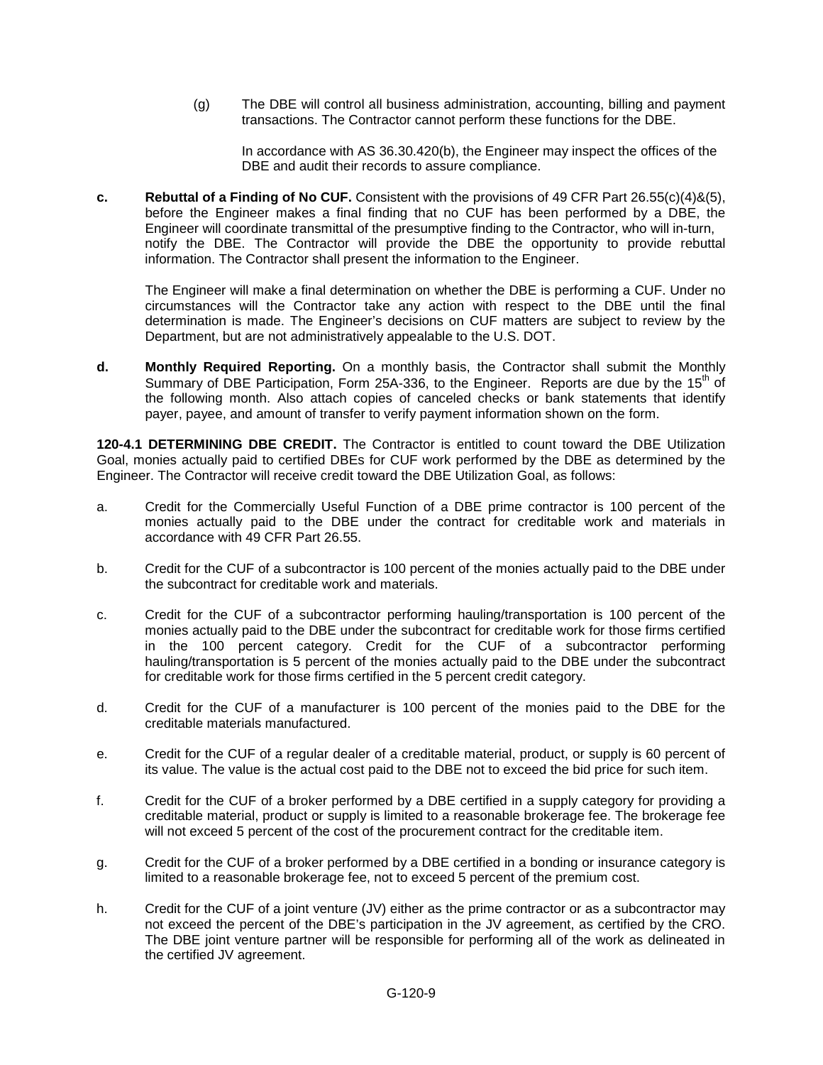(g) The DBE will control all business administration, accounting, billing and payment transactions. The Contractor cannot perform these functions for the DBE.

In accordance with AS 36.30.420(b), the Engineer may inspect the offices of the DBE and audit their records to assure compliance.

**c. Rebuttal of a Finding of No CUF.** Consistent with the provisions of 49 CFR Part 26.55(c)(4)&(5), before the Engineer makes a final finding that no CUF has been performed by a DBE, the Engineer will coordinate transmittal of the presumptive finding to the Contractor, who will in-turn, notify the DBE. The Contractor will provide the DBE the opportunity to provide rebuttal information. The Contractor shall present the information to the Engineer.

The Engineer will make a final determination on whether the DBE is performing a CUF. Under no circumstances will the Contractor take any action with respect to the DBE until the final determination is made. The Engineer's decisions on CUF matters are subject to review by the Department, but are not administratively appealable to the U.S. DOT.

**d. Monthly Required Reporting.** On a monthly basis, the Contractor shall submit the Monthly Summary of DBE Participation, Form 25A-336, to the Engineer. Reports are due by the 15th of the following month. Also attach copies of canceled checks or bank statements that identify payer, payee, and amount of transfer to verify payment information shown on the form.

**120-4.1 DETERMINING DBE CREDIT.** The Contractor is entitled to count toward the DBE Utilization Goal, monies actually paid to certified DBEs for CUF work performed by the DBE as determined by the Engineer. The Contractor will receive credit toward the DBE Utilization Goal, as follows:

a. Credit for the Commercially Useful Function of a DBE prime contractor is 100 percent of the monies actually paid to the DBE under the contract for creditable work and materials in accordance with 49 CFR Part 26.55.

b. Credit for the CUF of a subcontractor is 100 percent of the monies actually paid to the DBE under the subcontract for creditable work and materials.

c. Credit for the CUF of a subcontractor performing hauling/transportation is 100 percent of the monies actually paid to the DBE under the subcontract for creditable work for those firms certified in the 100 percent category. Credit for the CUF of a subcontractor performing hauling/transportation is 5 percent of the monies actually paid to the DBE under the subcontract for creditable work for those firms certified in the 5 percent credit category.

d. Credit for the CUF of a manufacturer is 100 percent of the monies paid to the DBE for the creditable materials manufactured.

e. Credit for the CUF of a regular dealer of a creditable material, product, or supply is 60 percent of its value. The value is the actual cost paid to the DBE not to exceed the bid price for such item.

f. Credit for the CUF of a broker performed by a DBE certified in a supply category for providing a creditable material, product or supply is limited to a reasonable brokerage fee. The brokerage fee will not exceed 5 percent of the cost of the procurement contract for the creditable item.

g. Credit for the CUF of a broker performed by a DBE certified in a bonding or insurance category is limited to a reasonable brokerage fee, not to exceed 5 percent of the premium cost.

h. Credit for the CUF of a joint venture (JV) either as the prime contractor or as a subcontractor may not exceed the percent of the DBE's participation in the JV agreement, as certified by the CRO. The DBE joint venture partner will be responsible for performing all of the work as delineated in the certified JV agreement.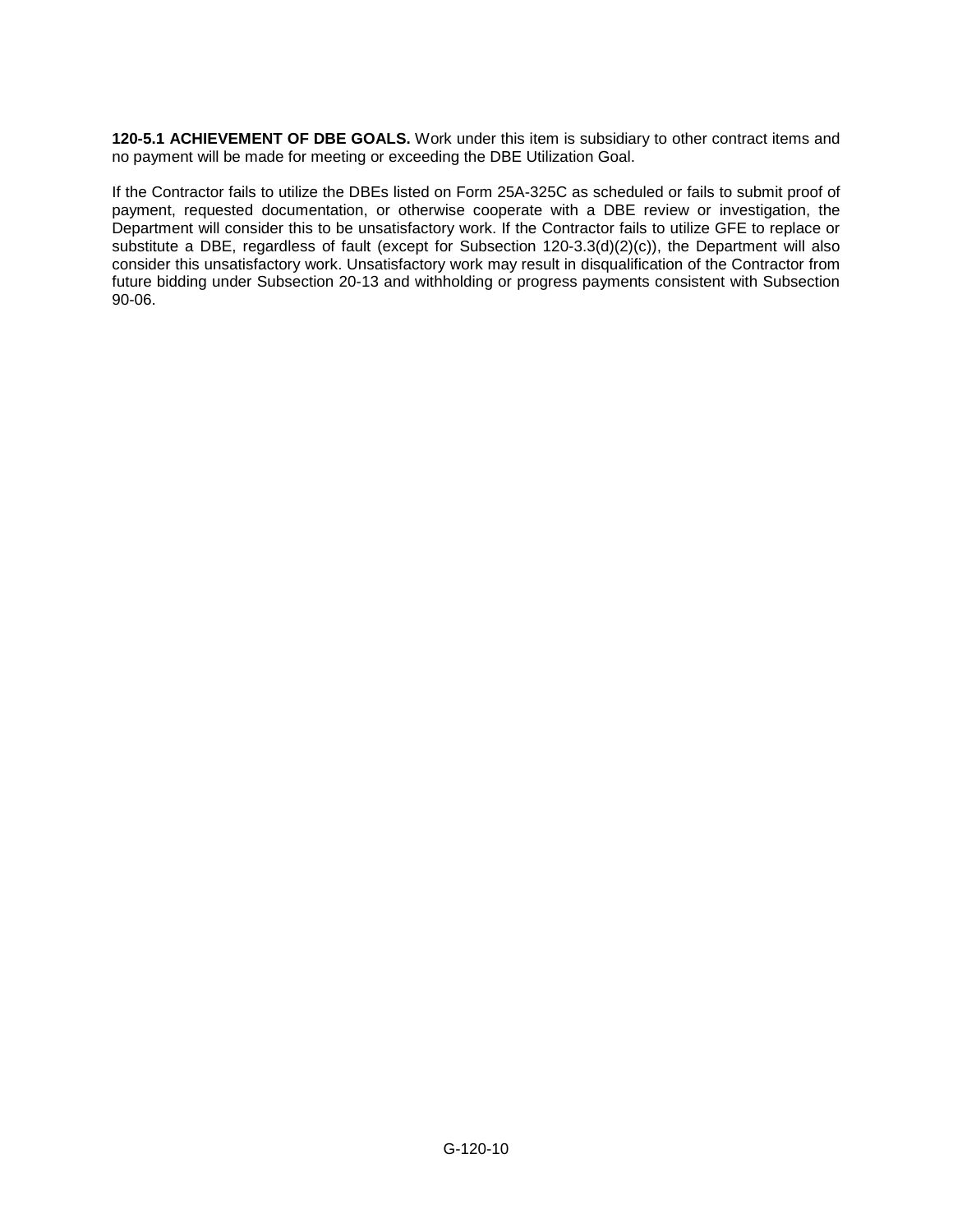**120-5.1 ACHIEVEMENT OF DBE GOALS.** Work under this item is subsidiary to other contract items and no payment will be made for meeting or exceeding the DBE Utilization Goal.

If the Contractor fails to utilize the DBEs listed on Form 25A-325C as scheduled or fails to submit proof of payment, requested documentation, or otherwise cooperate with a DBE review or investigation, the Department will consider this to be unsatisfactory work. If the Contractor fails to utilize GFE to replace or substitute a DBE, regardless of fault (except for Subsection 120-3.3(d)(2)(c)), the Department will also consider this unsatisfactory work. Unsatisfactory work may result in disqualification of the Contractor from future bidding under Subsection 20-13 and withholding or progress payments consistent with Subsection 90-06.